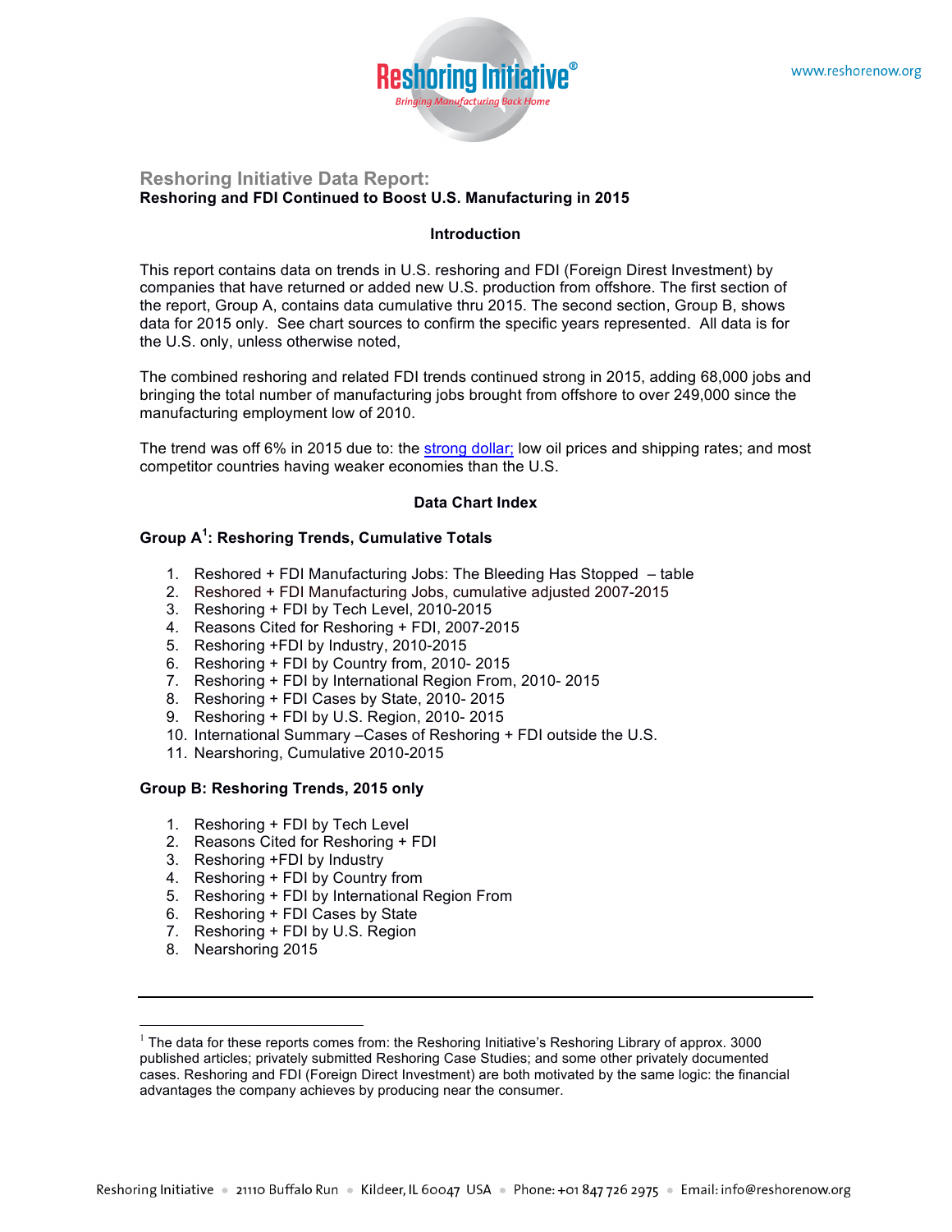# Reshoring Initiative Data Report:

**Reshoring and FDI Continued to Boost U.S. Manufacturing in 2015**

## Introduction

This report contains data on trends in U.S. reshoring and FDI (Foreign Direst Investment) by companies that have returned or added new U.S. production from offshore. The first section of the report, Group A, contains data cumulative thru 2015. The second section, Group B, shows data for 2015 only. See chart sources to confirm the specific years represented. All data is for the U.S. only, unless otherwise noted,

The combined reshoring and related FDI trends continued strong in 2015, adding 68,000 jobs and bringing the total number of manufacturing jobs brought from offshore to over 249,000 since the manufacturing employment low of 2010.

The trend was off 6% in 2015 due to: the strong dollar; low oil prices and shipping rates; and most competitor countries having weaker economies than the U.S.

## Data Chart Index

### Group A[1]: Reshoring Trends, Cumulative Totals

1. Reshored + FDI Manufacturing Jobs: The Bleeding Has Stopped – table
2. Reshored + FDI Manufacturing Jobs, cumulative adjusted 2007-2015
3. Reshoring + FDI by Tech Level, 2010-2015
4. Reasons Cited for Reshoring + FDI, 2007-2015
5. Reshoring +FDI by Industry, 2010-2015
6. Reshoring + FDI by Country from, 2010- 2015
7. Reshoring + FDI by International Region From, 2010- 2015
8. Reshoring + FDI Cases by State, 2010- 2015
9. Reshoring + FDI by U.S. Region, 2010- 2015
10. International Summary –Cases of Reshoring + FDI outside the U.S.
11. Nearshoring, Cumulative 2010-2015

### Group B: Reshoring Trends, 2015 only

1. Reshoring + FDI by Tech Level
2. Reasons Cited for Reshoring + FDI
3. Reshoring +FDI by Industry
4. Reshoring + FDI by Country from
5. Reshoring + FDI by International Region From
6. Reshoring + FDI Cases by State
7. Reshoring + FDI by U.S. Region
8. Nearshoring 2015

---

[1] The data for these reports comes from: the Reshoring Initiative's Reshoring Library of approx. 3000 published articles; privately submitted Reshoring Case Studies; and some other privately documented cases. Reshoring and FDI (Foreign Direct Investment) are both motivated by the same logic: the financial advantages the company achieves by producing near the consumer.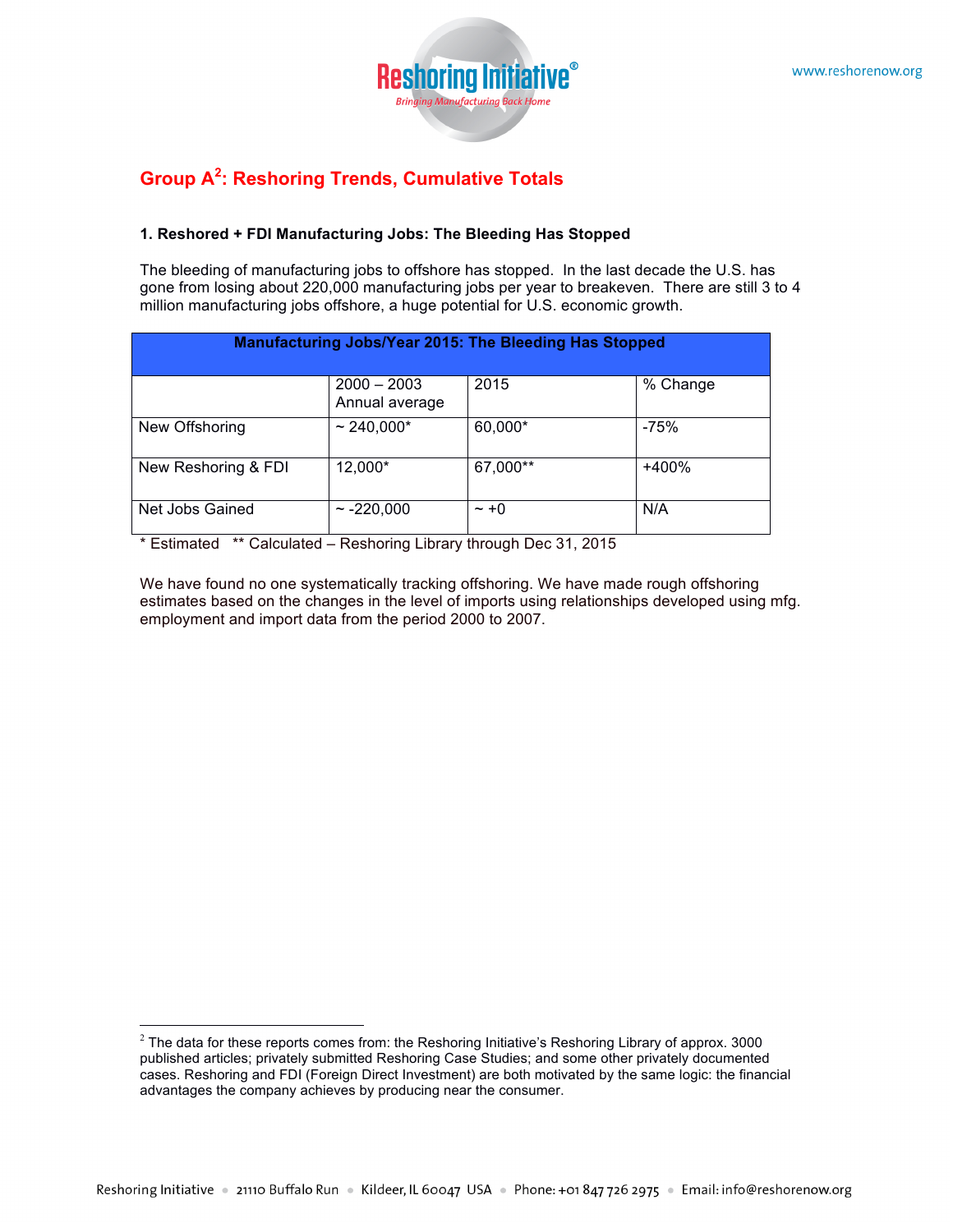## Group A[2]: Reshoring Trends, Cumulative Totals

### 1. Reshored + FDI Manufacturing Jobs: The Bleeding Has Stopped

The bleeding of manufacturing jobs to offshore has stopped. In the last decade the U.S. has gone from losing about 220,000 manufacturing jobs per year to breakeven. There are still 3 to 4 million manufacturing jobs offshore, a huge potential for U.S. economic growth.

| Manufacturing Jobs/Year 2015: The Bleeding Has Stopped | | | |
|---|---|---|---|
| | 2000 – 2003 Annual average | 2015 | % Change |
| New Offshoring | ~ 240,000* | 60,000* | -75% |
| New Reshoring & FDI | 12,000* | 67,000** | +400% |
| Net Jobs Gained | ~ -220,000 | ~ +0 | N/A |

\* Estimated   ** Calculated – Reshoring Library through Dec 31, 2015

We have found no one systematically tracking offshoring. We have made rough offshoring estimates based on the changes in the level of imports using relationships developed using mfg. employment and import data from the period 2000 to 2007.

[2] The data for these reports comes from: the Reshoring Initiative's Reshoring Library of approx. 3000 published articles; privately submitted Reshoring Case Studies; and some other privately documented cases. Reshoring and FDI (Foreign Direct Investment) are both motivated by the same logic: the financial advantages the company achieves by producing near the consumer.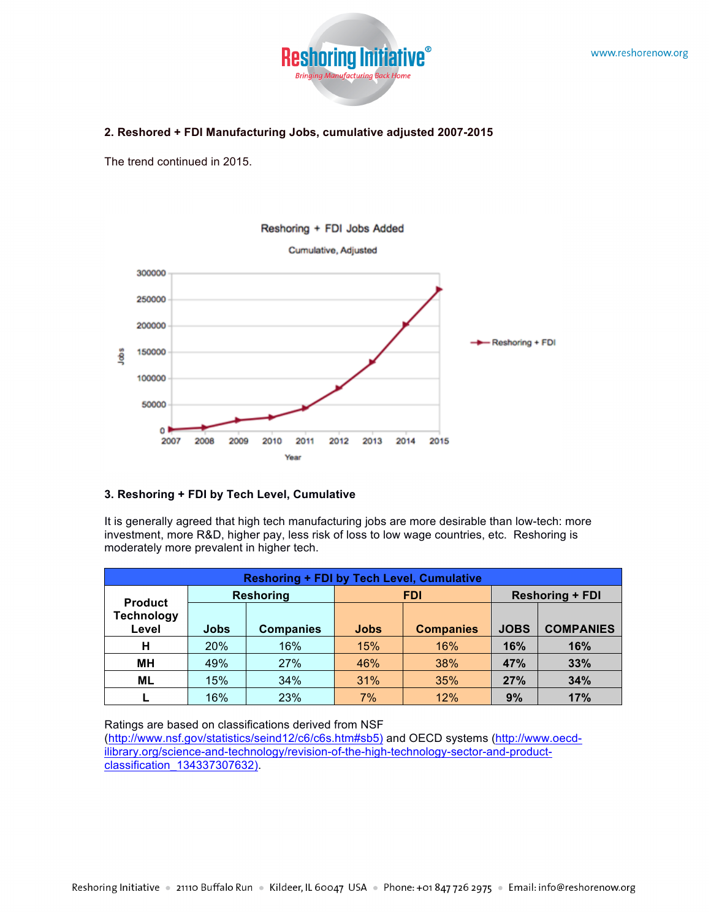## 2. Reshored + FDI Manufacturing Jobs, cumulative adjusted 2007-2015

The trend continued in 2015.

## 3. Reshoring + FDI by Tech Level, Cumulative

It is generally agreed that high tech manufacturing jobs are more desirable than low-tech: more investment, more R&D, higher pay, less risk of loss to low wage countries, etc. Reshoring is moderately more prevalent in higher tech.

| Reshoring + FDI by Tech Level, Cumulative | | | | | | |
|---|---|---|---|---|---|---|
| Product Technology Level | Reshoring | | FDI | | Reshoring + FDI | |
| | Jobs | Companies | Jobs | Companies | **JOBS** | **COMPANIES** |
| H | 20% | 16% | 15% | 16% | **16%** | **16%** |
| MH | 49% | 27% | 46% | 38% | **47%** | **33%** |
| ML | 15% | 34% | 31% | 35% | **27%** | **34%** |
| L | 16% | 23% | 7% | 12% | **9%** | **17%** |

Ratings are based on classifications derived from NSF (http://www.nsf.gov/statistics/seind12/c6/c6s.htm#sb5) and OECD systems (http://www.oecd-ilibrary.org/science-and-technology/revision-of-the-high-technology-sector-and-product-classification_134337307632).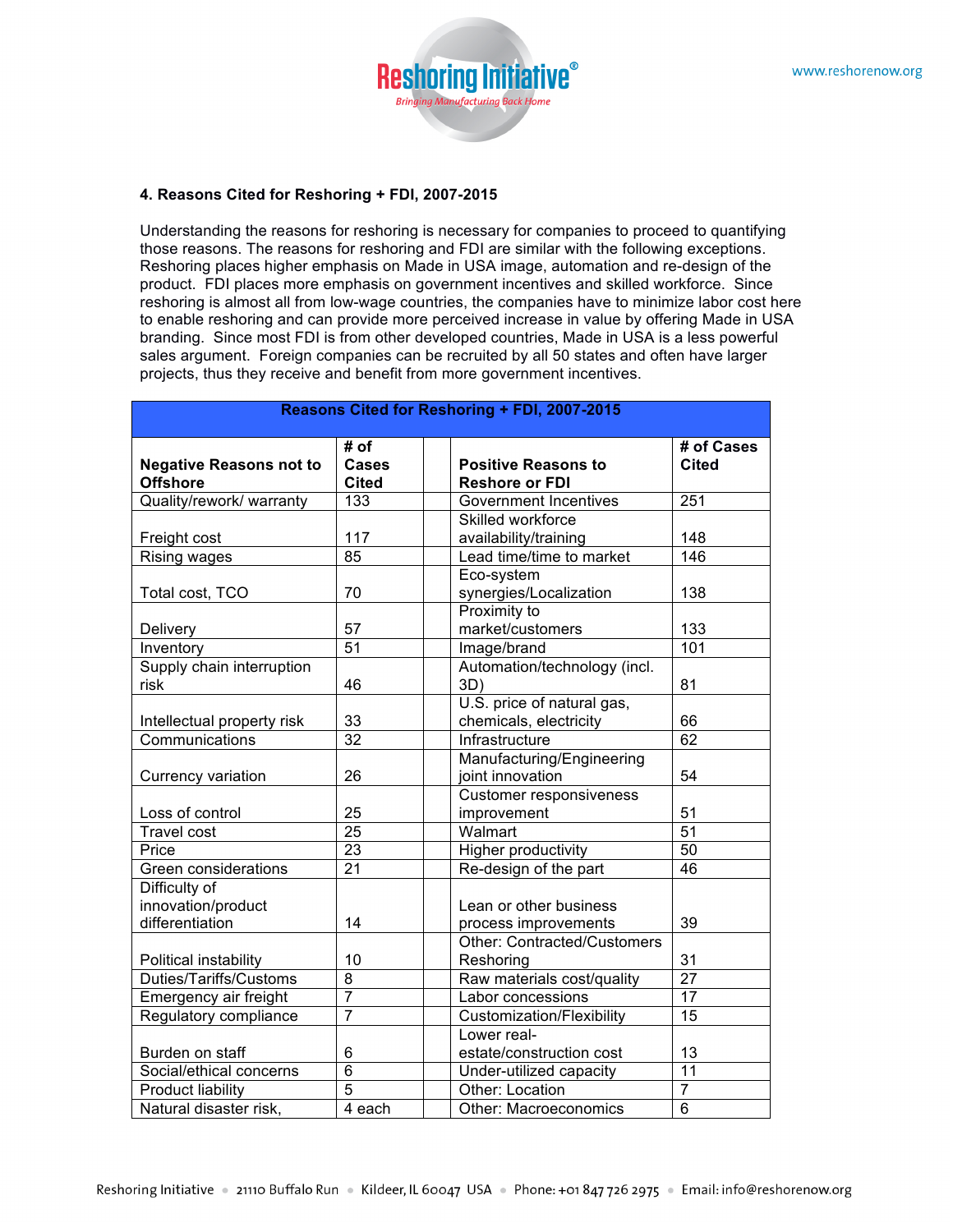### 4. Reasons Cited for Reshoring + FDI, 2007-2015

Understanding the reasons for reshoring is necessary for companies to proceed to quantifying those reasons. The reasons for reshoring and FDI are similar with the following exceptions. Reshoring places higher emphasis on Made in USA image, automation and re-design of the product. FDI places more emphasis on government incentives and skilled workforce. Since reshoring is almost all from low-wage countries, the companies have to minimize labor cost here to enable reshoring and can provide more perceived increase in value by offering Made in USA branding. Since most FDI is from other developed countries, Made in USA is a less powerful sales argument. Foreign companies can be recruited by all 50 states and often have larger projects, thus they receive and benefit from more government incentives.

| Reasons Cited for Reshoring + FDI, 2007-2015 | | | | |
|---|---|---|---|---|
| **Negative Reasons not to Offshore** | **# of Cases Cited** | | **Positive Reasons to Reshore or FDI** | **# of Cases Cited** |
| Quality/rework/ warranty | 133 | | Government Incentives | 251 |
| Freight cost | 117 | | Skilled workforce availability/training | 148 |
| Rising wages | 85 | | Lead time/time to market | 146 |
| Total cost, TCO | 70 | | Eco-system synergies/Localization | 138 |
| Delivery | 57 | | Proximity to market/customers | 133 |
| Inventory | 51 | | Image/brand | 101 |
| Supply chain interruption risk | 46 | | Automation/technology (incl. 3D) | 81 |
| Intellectual property risk | 33 | | U.S. price of natural gas, chemicals, electricity | 66 |
| Communications | 32 | | Infrastructure | 62 |
| Currency variation | 26 | | Manufacturing/Engineering joint innovation | 54 |
| Loss of control | 25 | | Customer responsiveness improvement | 51 |
| Travel cost | 25 | | Walmart | 51 |
| Price | 23 | | Higher productivity | 50 |
| Green considerations | 21 | | Re-design of the part | 46 |
| Difficulty of innovation/product differentiation | 14 | | Lean or other business process improvements | 39 |
| Political instability | 10 | | Other: Contracted/Customers Reshoring | 31 |
| Duties/Tariffs/Customs | 8 | | Raw materials cost/quality | 27 |
| Emergency air freight | 7 | | Labor concessions | 17 |
| Regulatory compliance | 7 | | Customization/Flexibility | 15 |
| Burden on staff | 6 | | Lower real-estate/construction cost | 13 |
| Social/ethical concerns | 6 | | Under-utilized capacity | 11 |
| Product liability | 5 | | Other: Location | 7 |
| Natural disaster risk, | 4 each | | Other: Macroeconomics | 6 |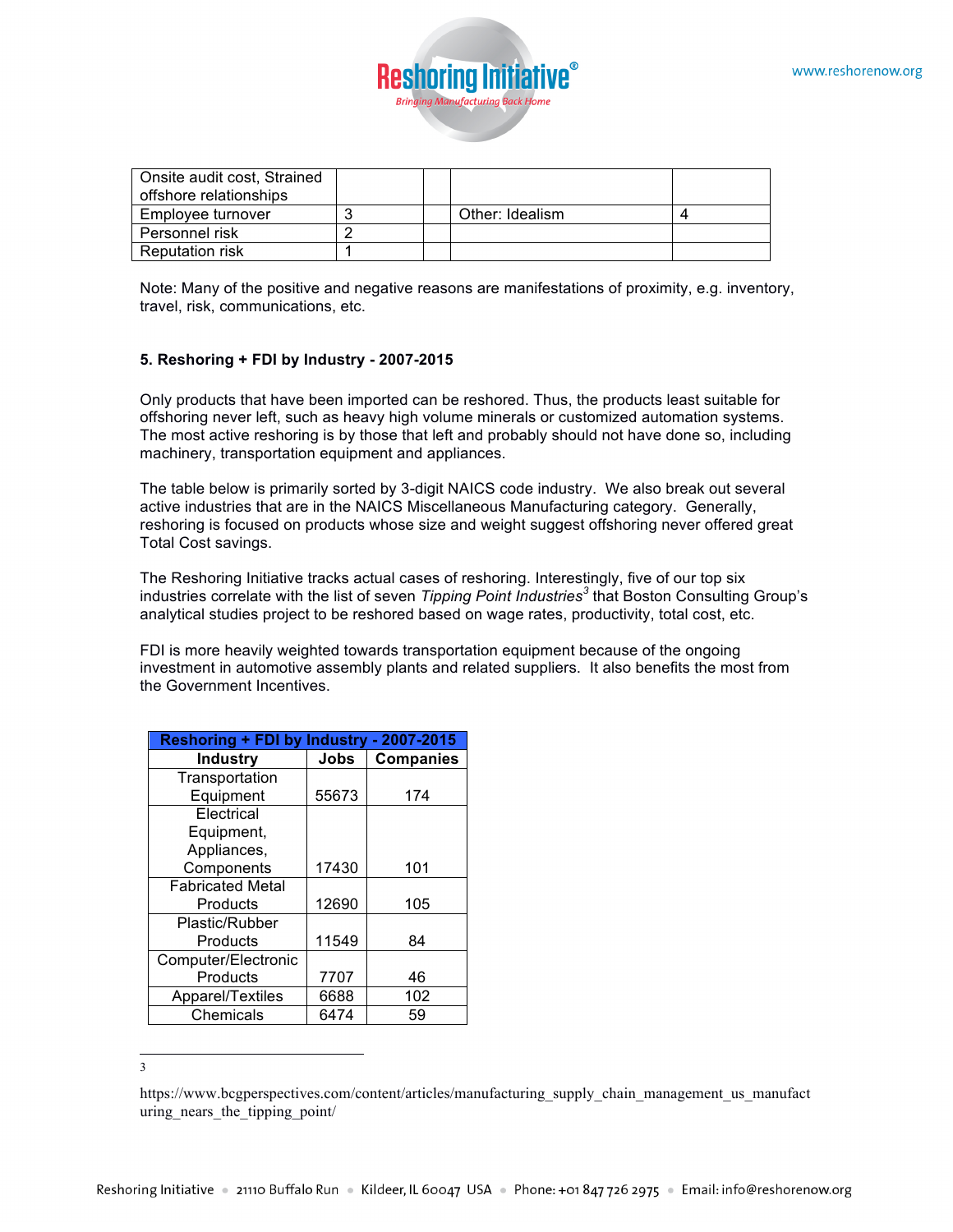| Onsite audit cost, Strained offshore relationships | | | | |
|---|---|---|---|---|
| Employee turnover | 3 | | Other: Idealism | 4 |
| Personnel risk | 2 | | | |
| Reputation risk | 1 | | | |

Note: Many of the positive and negative reasons are manifestations of proximity, e.g. inventory, travel, risk, communications, etc.

**5. Reshoring + FDI by Industry - 2007-2015**

Only products that have been imported can be reshored. Thus, the products least suitable for offshoring never left, such as heavy high volume minerals or customized automation systems. The most active reshoring is by those that left and probably should not have done so, including machinery, transportation equipment and appliances.

The table below is primarily sorted by 3-digit NAICS code industry. We also break out several active industries that are in the NAICS Miscellaneous Manufacturing category. Generally, reshoring is focused on products whose size and weight suggest offshoring never offered great Total Cost savings.

The Reshoring Initiative tracks actual cases of reshoring. Interestingly, five of our top six industries correlate with the list of seven *Tipping Point Industries*[3] that Boston Consulting Group's analytical studies project to be reshored based on wage rates, productivity, total cost, etc.

FDI is more heavily weighted towards transportation equipment because of the ongoing investment in automotive assembly plants and related suppliers. It also benefits the most from the Government Incentives.

| Reshoring + FDI by Industry - 2007-2015 | | |
|---|---|---|
| **Industry** | **Jobs** | **Companies** |
| Transportation Equipment | 55673 | 174 |
| Electrical Equipment, Appliances, Components | 17430 | 101 |
| Fabricated Metal Products | 12690 | 105 |
| Plastic/Rubber Products | 11549 | 84 |
| Computer/Electronic Products | 7707 | 46 |
| Apparel/Textiles | 6688 | 102 |
| Chemicals | 6474 | 59 |

---

3 https://www.bcgperspectives.com/content/articles/manufacturing_supply_chain_management_us_manufacturing_nears_the_tipping_point/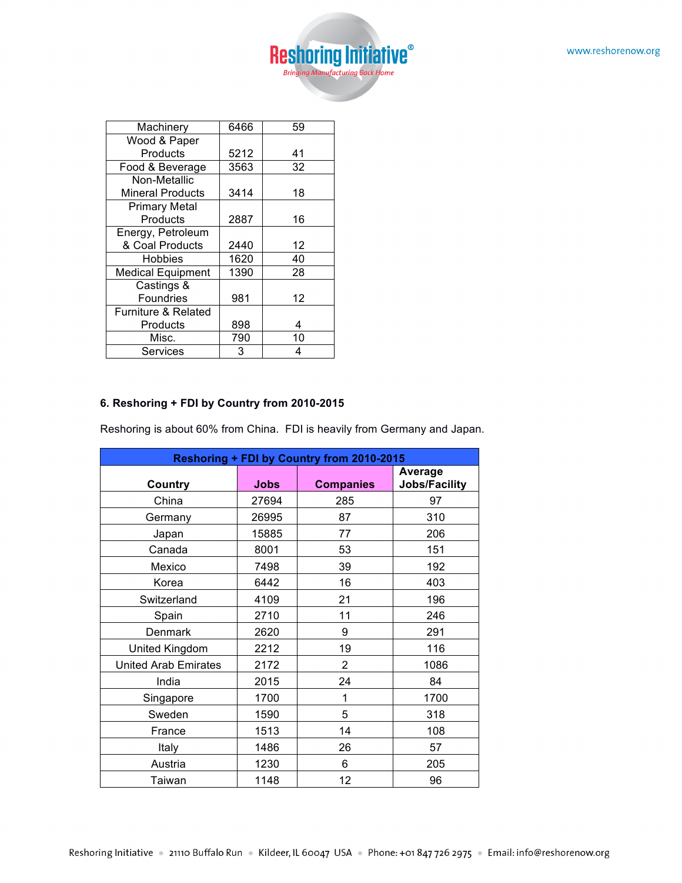| Machinery | 6466 | 59 |
|---|---|---|
| Wood & Paper Products | 5212 | 41 |
| Food & Beverage | 3563 | 32 |
| Non-Metallic Mineral Products | 3414 | 18 |
| Primary Metal Products | 2887 | 16 |
| Energy, Petroleum & Coal Products | 2440 | 12 |
| Hobbies | 1620 | 40 |
| Medical Equipment | 1390 | 28 |
| Castings & Foundries | 981 | 12 |
| Furniture & Related Products | 898 | 4 |
| Misc. | 790 | 10 |
| Services | 3 | 4 |

**6. Reshoring + FDI by Country from 2010-2015**

Reshoring is about 60% from China. FDI is heavily from Germany and Japan.

| Reshoring + FDI by Country from 2010-2015 | | | |
|---|---|---|---|
| **Country** | **Jobs** | **Companies** | **Average Jobs/Facility** |
| China | 27694 | 285 | 97 |
| Germany | 26995 | 87 | 310 |
| Japan | 15885 | 77 | 206 |
| Canada | 8001 | 53 | 151 |
| Mexico | 7498 | 39 | 192 |
| Korea | 6442 | 16 | 403 |
| Switzerland | 4109 | 21 | 196 |
| Spain | 2710 | 11 | 246 |
| Denmark | 2620 | 9 | 291 |
| United Kingdom | 2212 | 19 | 116 |
| United Arab Emirates | 2172 | 2 | 1086 |
| India | 2015 | 24 | 84 |
| Singapore | 1700 | 1 | 1700 |
| Sweden | 1590 | 5 | 318 |
| France | 1513 | 14 | 108 |
| Italy | 1486 | 26 | 57 |
| Austria | 1230 | 6 | 205 |
| Taiwan | 1148 | 12 | 96 |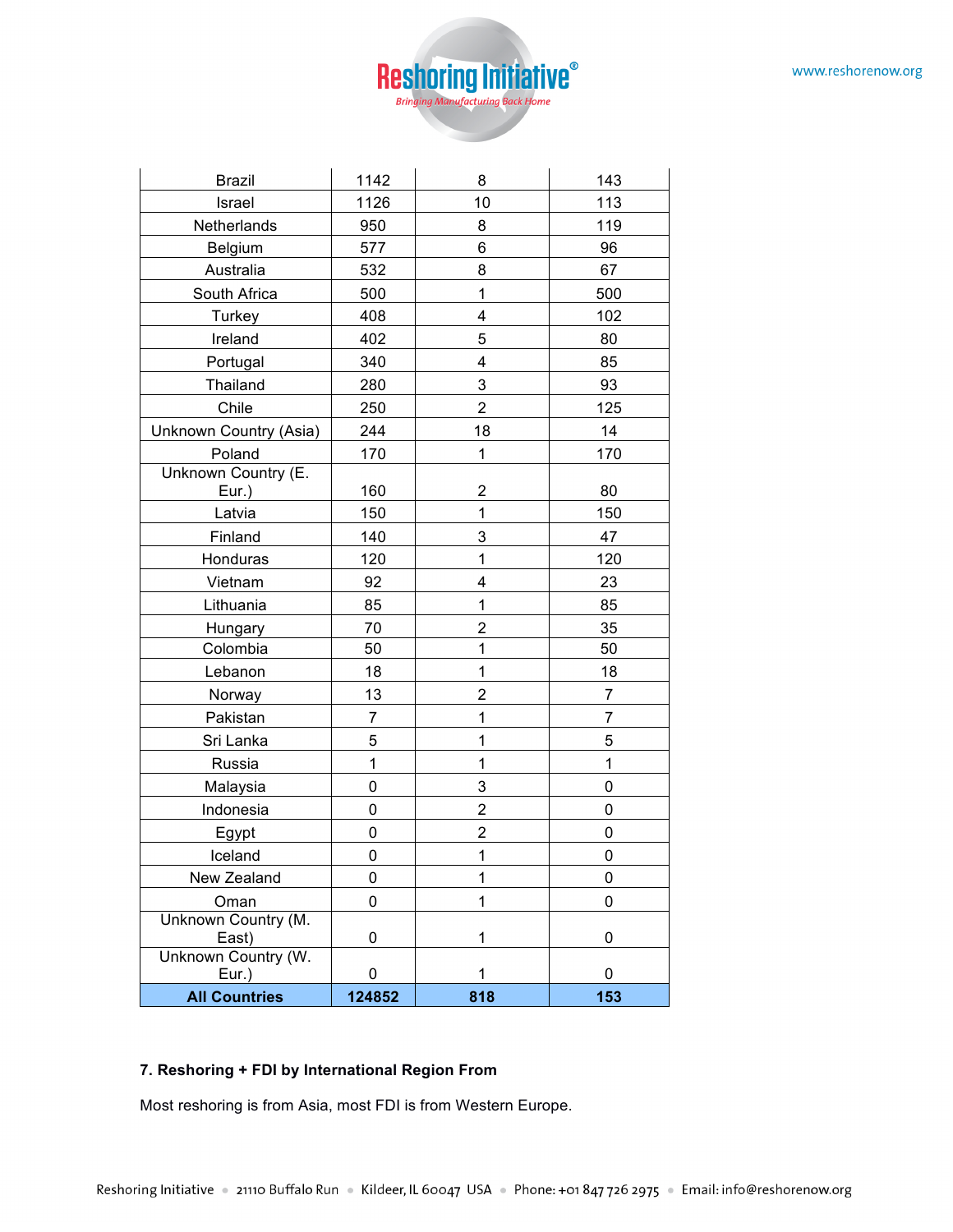| | | | |
|---|---|---|---|
| Brazil | 1142 | 8 | 143 |
| Israel | 1126 | 10 | 113 |
| Netherlands | 950 | 8 | 119 |
| Belgium | 577 | 6 | 96 |
| Australia | 532 | 8 | 67 |
| South Africa | 500 | 1 | 500 |
| Turkey | 408 | 4 | 102 |
| Ireland | 402 | 5 | 80 |
| Portugal | 340 | 4 | 85 |
| Thailand | 280 | 3 | 93 |
| Chile | 250 | 2 | 125 |
| Unknown Country (Asia) | 244 | 18 | 14 |
| Poland | 170 | 1 | 170 |
| Unknown Country (E. Eur.) | 160 | 2 | 80 |
| Latvia | 150 | 1 | 150 |
| Finland | 140 | 3 | 47 |
| Honduras | 120 | 1 | 120 |
| Vietnam | 92 | 4 | 23 |
| Lithuania | 85 | 1 | 85 |
| Hungary | 70 | 2 | 35 |
| Colombia | 50 | 1 | 50 |
| Lebanon | 18 | 1 | 18 |
| Norway | 13 | 2 | 7 |
| Pakistan | 7 | 1 | 7 |
| Sri Lanka | 5 | 1 | 5 |
| Russia | 1 | 1 | 1 |
| Malaysia | 0 | 3 | 0 |
| Indonesia | 0 | 2 | 0 |
| Egypt | 0 | 2 | 0 |
| Iceland | 0 | 1 | 0 |
| New Zealand | 0 | 1 | 0 |
| Oman | 0 | 1 | 0 |
| Unknown Country (M. East) | 0 | 1 | 0 |
| Unknown Country (W. Eur.) | 0 | 1 | 0 |
| **All Countries** | **124852** | **818** | **153** |

**7. Reshoring + FDI by International Region From**

Most reshoring is from Asia, most FDI is from Western Europe.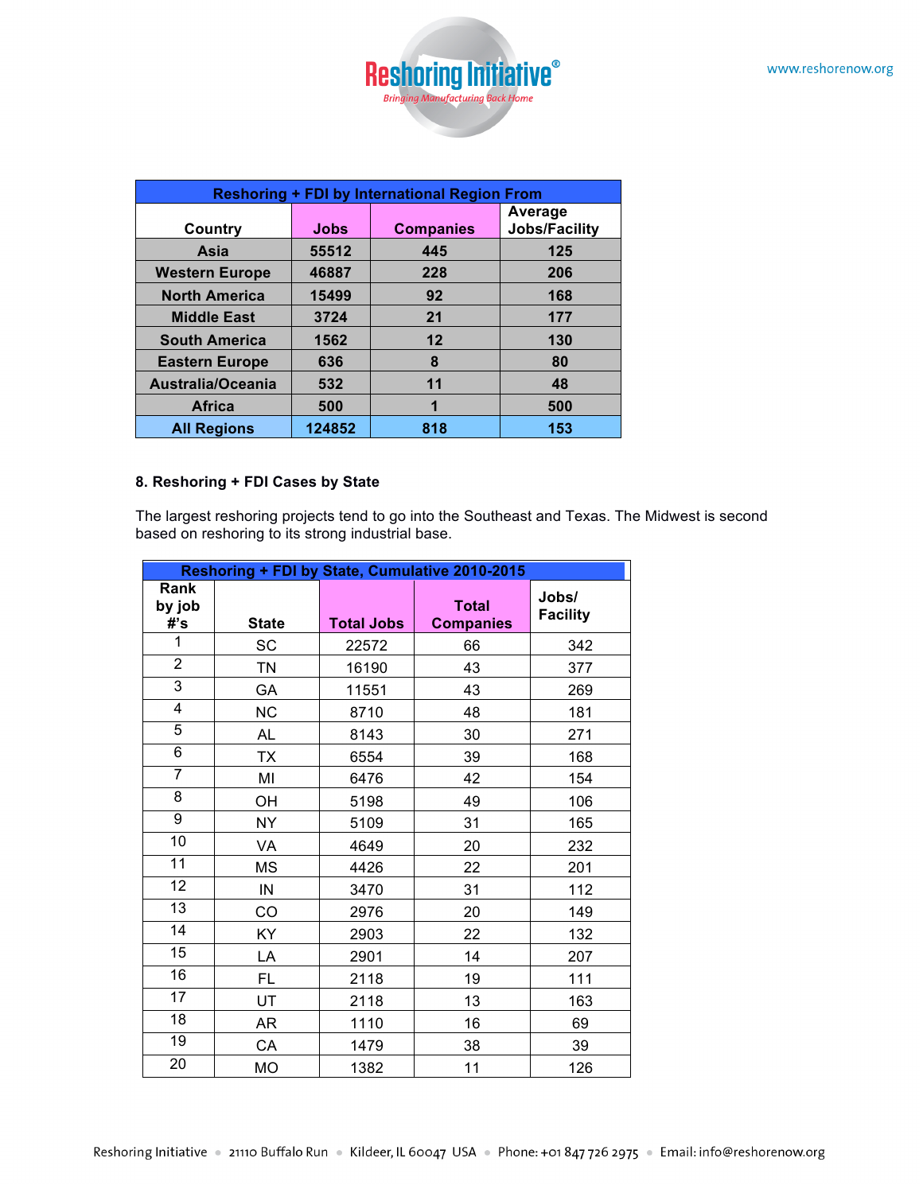| Reshoring + FDI by International Region From | | | |
|---|---|---|---|
| Country | Jobs | Companies | Average Jobs/Facility |
| Asia | 55512 | 445 | 125 |
| Western Europe | 46887 | 228 | 206 |
| North America | 15499 | 92 | 168 |
| Middle East | 3724 | 21 | 177 |
| South America | 1562 | 12 | 130 |
| Eastern Europe | 636 | 8 | 80 |
| Australia/Oceania | 532 | 11 | 48 |
| Africa | 500 | 1 | 500 |
| All Regions | 124852 | 818 | 153 |

**8. Reshoring + FDI Cases by State**

The largest reshoring projects tend to go into the Southeast and Texas. The Midwest is second based on reshoring to its strong industrial base.

| Reshoring + FDI by State, Cumulative 2010-2015 | | | | |
|---|---|---|---|---|
| Rank by job #'s | State | Total Jobs | Total Companies | Jobs/ Facility |
| 1 | SC | 22572 | 66 | 342 |
| 2 | TN | 16190 | 43 | 377 |
| 3 | GA | 11551 | 43 | 269 |
| 4 | NC | 8710 | 48 | 181 |
| 5 | AL | 8143 | 30 | 271 |
| 6 | TX | 6554 | 39 | 168 |
| 7 | MI | 6476 | 42 | 154 |
| 8 | OH | 5198 | 49 | 106 |
| 9 | NY | 5109 | 31 | 165 |
| 10 | VA | 4649 | 20 | 232 |
| 11 | MS | 4426 | 22 | 201 |
| 12 | IN | 3470 | 31 | 112 |
| 13 | CO | 2976 | 20 | 149 |
| 14 | KY | 2903 | 22 | 132 |
| 15 | LA | 2901 | 14 | 207 |
| 16 | FL | 2118 | 19 | 111 |
| 17 | UT | 2118 | 13 | 163 |
| 18 | AR | 1110 | 16 | 69 |
| 19 | CA | 1479 | 38 | 39 |
| 20 | MO | 1382 | 11 | 126 |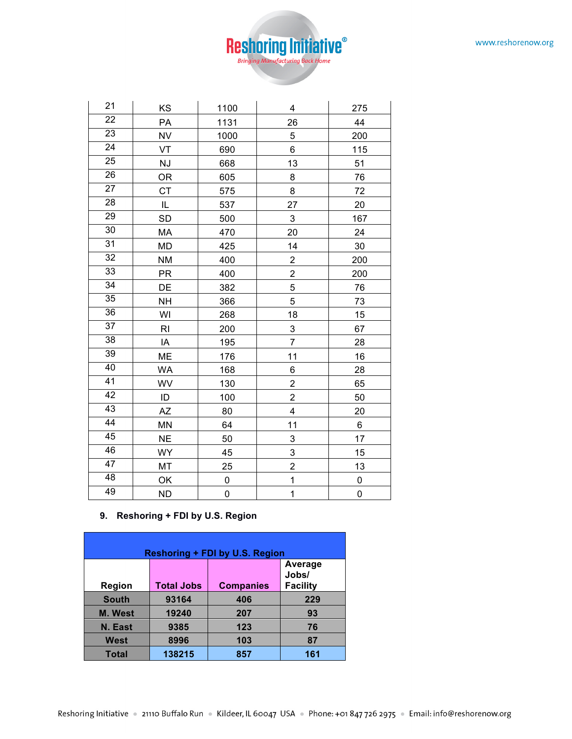| | | | | |
|---|---|---|---|---|
| 21 | KS | 1100 | 4 | 275 |
| 22 | PA | 1131 | 26 | 44 |
| 23 | NV | 1000 | 5 | 200 |
| 24 | VT | 690 | 6 | 115 |
| 25 | NJ | 668 | 13 | 51 |
| 26 | OR | 605 | 8 | 76 |
| 27 | CT | 575 | 8 | 72 |
| 28 | IL | 537 | 27 | 20 |
| 29 | SD | 500 | 3 | 167 |
| 30 | MA | 470 | 20 | 24 |
| 31 | MD | 425 | 14 | 30 |
| 32 | NM | 400 | 2 | 200 |
| 33 | PR | 400 | 2 | 200 |
| 34 | DE | 382 | 5 | 76 |
| 35 | NH | 366 | 5 | 73 |
| 36 | WI | 268 | 18 | 15 |
| 37 | RI | 200 | 3 | 67 |
| 38 | IA | 195 | 7 | 28 |
| 39 | ME | 176 | 11 | 16 |
| 40 | WA | 168 | 6 | 28 |
| 41 | WV | 130 | 2 | 65 |
| 42 | ID | 100 | 2 | 50 |
| 43 | AZ | 80 | 4 | 20 |
| 44 | MN | 64 | 11 | 6 |
| 45 | NE | 50 | 3 | 17 |
| 46 | WY | 45 | 3 | 15 |
| 47 | MT | 25 | 2 | 13 |
| 48 | OK | 0 | 1 | 0 |
| 49 | ND | 0 | 1 | 0 |

## 9. Reshoring + FDI by U.S. Region

**Reshoring + FDI by U.S. Region**

| Region | Total Jobs | Companies | Average Jobs/ Facility |
|---|---|---|---|
| South | 93164 | 406 | 229 |
| M. West | 19240 | 207 | 93 |
| N. East | 9385 | 123 | 76 |
| West | 8996 | 103 | 87 |
| Total | 138215 | 857 | 161 |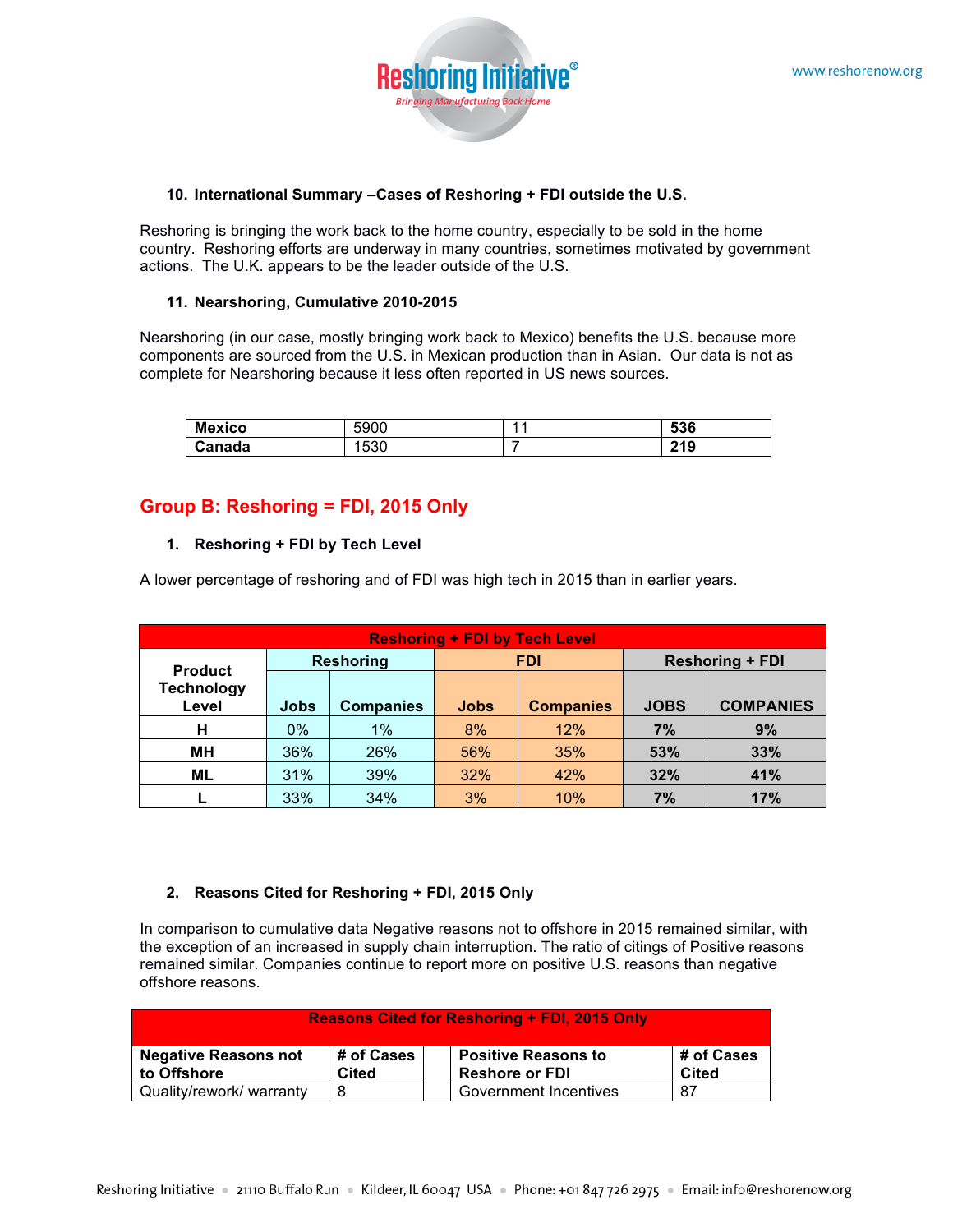### 10. International Summary –Cases of Reshoring + FDI outside the U.S.

Reshoring is bringing the work back to the home country, especially to be sold in the home country. Reshoring efforts are underway in many countries, sometimes motivated by government actions. The U.K. appears to be the leader outside of the U.S.

### 11. Nearshoring, Cumulative 2010-2015

Nearshoring (in our case, mostly bringing work back to Mexico) benefits the U.S. because more components are sourced from the U.S. in Mexican production than in Asian. Our data is not as complete for Nearshoring because it less often reported in US news sources.

| | | | |
|---|---|---|---|
| **Mexico** | 5900 | 11 | **536** |
| **Canada** | 1530 | 7 | **219** |

## Group B: Reshoring = FDI, 2015 Only

### 1. Reshoring + FDI by Tech Level

A lower percentage of reshoring and of FDI was high tech in 2015 than in earlier years.

| Reshoring + FDI by Tech Level | | | | | | |
|---|---|---|---|---|---|---|
| Product Technology Level | Reshoring | | FDI | | Reshoring + FDI | |
| | Jobs | Companies | Jobs | Companies | JOBS | COMPANIES |
| H | 0% | 1% | 8% | 12% | **7%** | **9%** |
| MH | 36% | 26% | 56% | 35% | **53%** | **33%** |
| ML | 31% | 39% | 32% | 42% | **32%** | **41%** |
| L | 33% | 34% | 3% | 10% | **7%** | **17%** |

### 2. Reasons Cited for Reshoring + FDI, 2015 Only

In comparison to cumulative data Negative reasons not to offshore in 2015 remained similar, with the exception of an increased in supply chain interruption. The ratio of citings of Positive reasons remained similar. Companies continue to report more on positive U.S. reasons than negative offshore reasons.

| Reasons Cited for Reshoring + FDI, 2015 Only | | | | |
|---|---|---|---|---|
| **Negative Reasons not to Offshore** | **# of Cases Cited** | | **Positive Reasons to Reshore or FDI** | **# of Cases Cited** |
| Quality/rework/ warranty | 8 | | Government Incentives | 87 |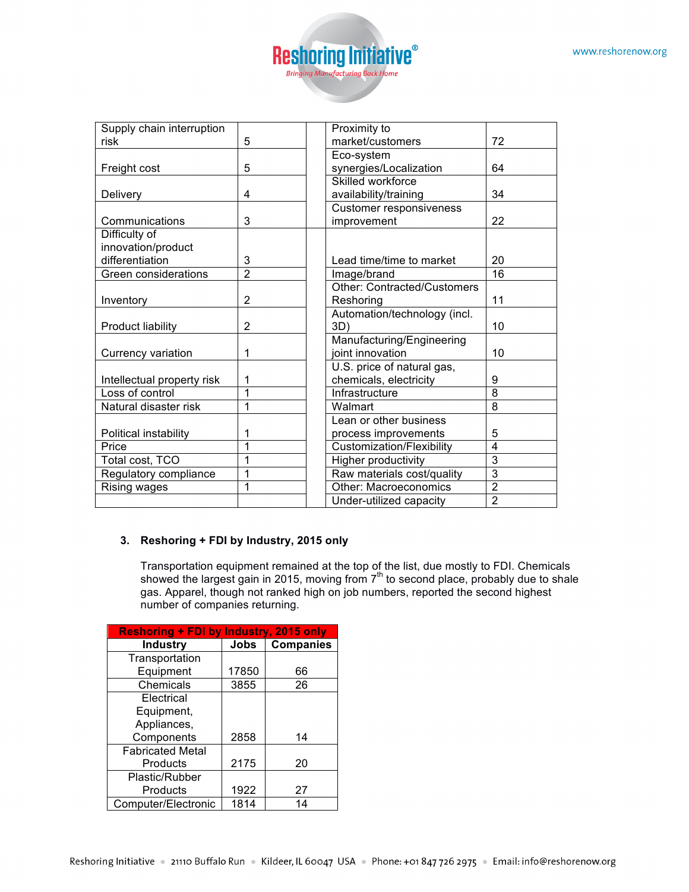| | | | | |
|---|---|---|---|---|
| Supply chain interruption risk | 5 | | Proximity to market/customers | 72 |
| Freight cost | 5 | | Eco-system synergies/Localization | 64 |
| Delivery | 4 | | Skilled workforce availability/training | 34 |
| Communications | 3 | | Customer responsiveness improvement | 22 |
| Difficulty of innovation/product differentiation | 3 | | Lead time/time to market | 20 |
| Green considerations | 2 | | Image/brand | 16 |
| Inventory | 2 | | Other: Contracted/Customers Reshoring | 11 |
| Product liability | 2 | | Automation/technology (incl. 3D) | 10 |
| Currency variation | 1 | | Manufacturing/Engineering joint innovation | 10 |
| Intellectual property risk | 1 | | U.S. price of natural gas, chemicals, electricity | 9 |
| Loss of control | 1 | | Infrastructure | 8 |
| Natural disaster risk | 1 | | Walmart | 8 |
| Political instability | 1 | | Lean or other business process improvements | 5 |
| Price | 1 | | Customization/Flexibility | 4 |
| Total cost, TCO | 1 | | Higher productivity | 3 |
| Regulatory compliance | 1 | | Raw materials cost/quality | 3 |
| Rising wages | 1 | | Other: Macroeconomics | 2 |
| | | | Under-utilized capacity | 2 |

### 3. Reshoring + FDI by Industry, 2015 only

Transportation equipment remained at the top of the list, due mostly to FDI. Chemicals showed the largest gain in 2015, moving from 7th to second place, probably due to shale gas. Apparel, though not ranked high on job numbers, reported the second highest number of companies returning.

**Reshoring + FDI by Industry, 2015 only**

| Industry | Jobs | Companies |
|---|---|---|
| Transportation Equipment | 17850 | 66 |
| Chemicals | 3855 | 26 |
| Electrical Equipment, Appliances, Components | 2858 | 14 |
| Fabricated Metal Products | 2175 | 20 |
| Plastic/Rubber Products | 1922 | 27 |
| Computer/Electronic | 1814 | 14 |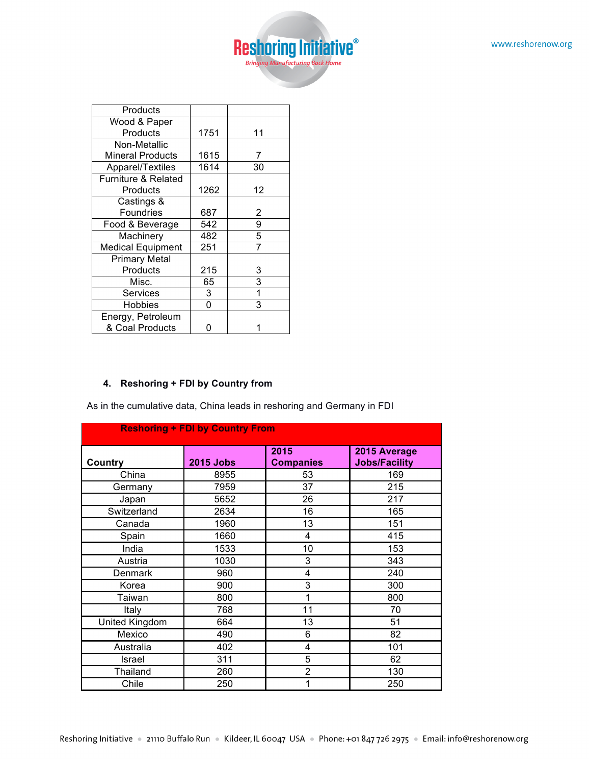| Products | | |
|---|---|---|
| Wood & Paper Products | 1751 | 11 |
| Non-Metallic Mineral Products | 1615 | 7 |
| Apparel/Textiles | 1614 | 30 |
| Furniture & Related Products | 1262 | 12 |
| Castings & Foundries | 687 | 2 |
| Food & Beverage | 542 | 9 |
| Machinery | 482 | 5 |
| Medical Equipment | 251 | 7 |
| Primary Metal Products | 215 | 3 |
| Misc. | 65 | 3 |
| Services | 3 | 1 |
| Hobbies | 0 | 3 |
| Energy, Petroleum & Coal Products | 0 | 1 |

**4. Reshoring + FDI by Country from**

As in the cumulative data, China leads in reshoring and Germany in FDI

| Reshoring + FDI by Country From | | | |
|---|---|---|---|
| **Country** | **2015 Jobs** | **2015 Companies** | **2015 Average Jobs/Facility** |
| China | 8955 | 53 | 169 |
| Germany | 7959 | 37 | 215 |
| Japan | 5652 | 26 | 217 |
| Switzerland | 2634 | 16 | 165 |
| Canada | 1960 | 13 | 151 |
| Spain | 1660 | 4 | 415 |
| India | 1533 | 10 | 153 |
| Austria | 1030 | 3 | 343 |
| Denmark | 960 | 4 | 240 |
| Korea | 900 | 3 | 300 |
| Taiwan | 800 | 1 | 800 |
| Italy | 768 | 11 | 70 |
| United Kingdom | 664 | 13 | 51 |
| Mexico | 490 | 6 | 82 |
| Australia | 402 | 4 | 101 |
| Israel | 311 | 5 | 62 |
| Thailand | 260 | 2 | 130 |
| Chile | 250 | 1 | 250 |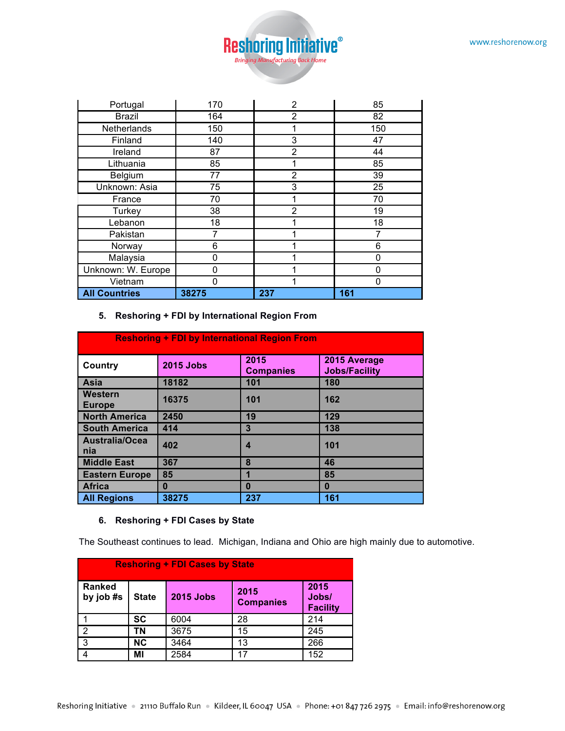| | | | |
|---|---|---|---|
| Portugal | 170 | 2 | 85 |
| Brazil | 164 | 2 | 82 |
| Netherlands | 150 | 1 | 150 |
| Finland | 140 | 3 | 47 |
| Ireland | 87 | 2 | 44 |
| Lithuania | 85 | 1 | 85 |
| Belgium | 77 | 2 | 39 |
| Unknown: Asia | 75 | 3 | 25 |
| France | 70 | 1 | 70 |
| Turkey | 38 | 2 | 19 |
| Lebanon | 18 | 1 | 18 |
| Pakistan | 7 | 1 | 7 |
| Norway | 6 | 1 | 6 |
| Malaysia | 0 | 1 | 0 |
| Unknown: W. Europe | 0 | 1 | 0 |
| Vietnam | 0 | 1 | 0 |
| **All Countries** | **38275** | **237** | **161** |

5. **Reshoring + FDI by International Region From**

| **Reshoring + FDI by International Region From** | | | |
|---|---|---|---|
| **Country** | **2015 Jobs** | **2015 Companies** | **2015 Average Jobs/Facility** |
| **Asia** | **18182** | **101** | **180** |
| **Western Europe** | **16375** | **101** | **162** |
| **North America** | **2450** | **19** | **129** |
| **South America** | **414** | **3** | **138** |
| **Australia/Oceania** | **402** | **4** | **101** |
| **Middle East** | **367** | **8** | **46** |
| **Eastern Europe** | **85** | **1** | **85** |
| **Africa** | **0** | **0** | **0** |
| **All Regions** | **38275** | **237** | **161** |

6. **Reshoring + FDI Cases by State**

The Southeast continues to lead. Michigan, Indiana and Ohio are high mainly due to automotive.

| **Reshoring + FDI Cases by State** | | | | |
|---|---|---|---|---|
| **Ranked by job #s** | **State** | **2015 Jobs** | **2015 Companies** | **2015 Jobs/ Facility** |
| 1 | **SC** | 6004 | 28 | 214 |
| 2 | **TN** | 3675 | 15 | 245 |
| 3 | **NC** | 3464 | 13 | 266 |
| 4 | **MI** | 2584 | 17 | 152 |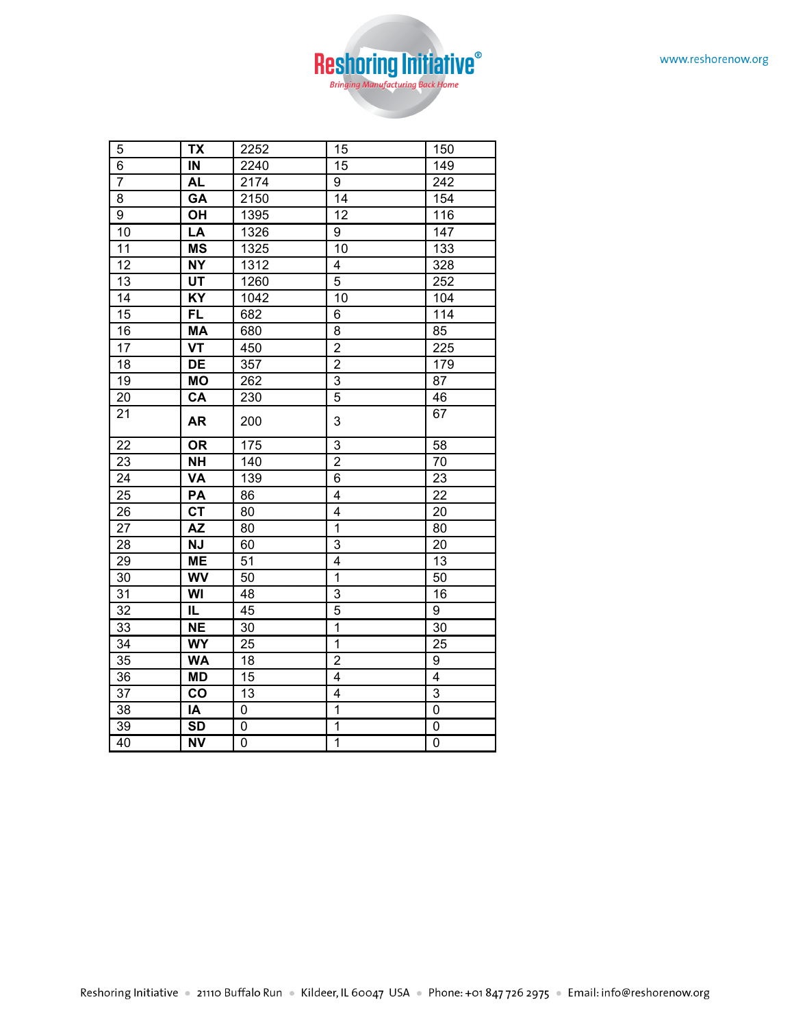| | | | | |
|---|---|---|---|---|
| 5 | **TX** | 2252 | 15 | 150 |
| 6 | **IN** | 2240 | 15 | 149 |
| 7 | **AL** | 2174 | 9 | 242 |
| 8 | **GA** | 2150 | 14 | 154 |
| 9 | **OH** | 1395 | 12 | 116 |
| 10 | **LA** | 1326 | 9 | 147 |
| 11 | **MS** | 1325 | 10 | 133 |
| 12 | **NY** | 1312 | 4 | 328 |
| 13 | **UT** | 1260 | 5 | 252 |
| 14 | **KY** | 1042 | 10 | 104 |
| 15 | **FL** | 682 | 6 | 114 |
| 16 | **MA** | 680 | 8 | 85 |
| 17 | **VT** | 450 | 2 | 225 |
| 18 | **DE** | 357 | 2 | 179 |
| 19 | **MO** | 262 | 3 | 87 |
| 20 | **CA** | 230 | 5 | 46 |
| 21 | **AR** | 200 | 3 | 67 |
| 22 | **OR** | 175 | 3 | 58 |
| 23 | **NH** | 140 | 2 | 70 |
| 24 | **VA** | 139 | 6 | 23 |
| 25 | **PA** | 86 | 4 | 22 |
| 26 | **CT** | 80 | 4 | 20 |
| 27 | **AZ** | 80 | 1 | 80 |
| 28 | **NJ** | 60 | 3 | 20 |
| 29 | **ME** | 51 | 4 | 13 |
| 30 | **WV** | 50 | 1 | 50 |
| 31 | **WI** | 48 | 3 | 16 |
| 32 | **IL** | 45 | 5 | 9 |
| 33 | **NE** | 30 | 1 | 30 |
| 34 | **WY** | 25 | 1 | 25 |
| 35 | **WA** | 18 | 2 | 9 |
| 36 | **MD** | 15 | 4 | 4 |
| 37 | **CO** | 13 | 4 | 3 |
| 38 | **IA** | 0 | 1 | 0 |
| 39 | **SD** | 0 | 1 | 0 |
| 40 | **NV** | 0 | 1 | 0 |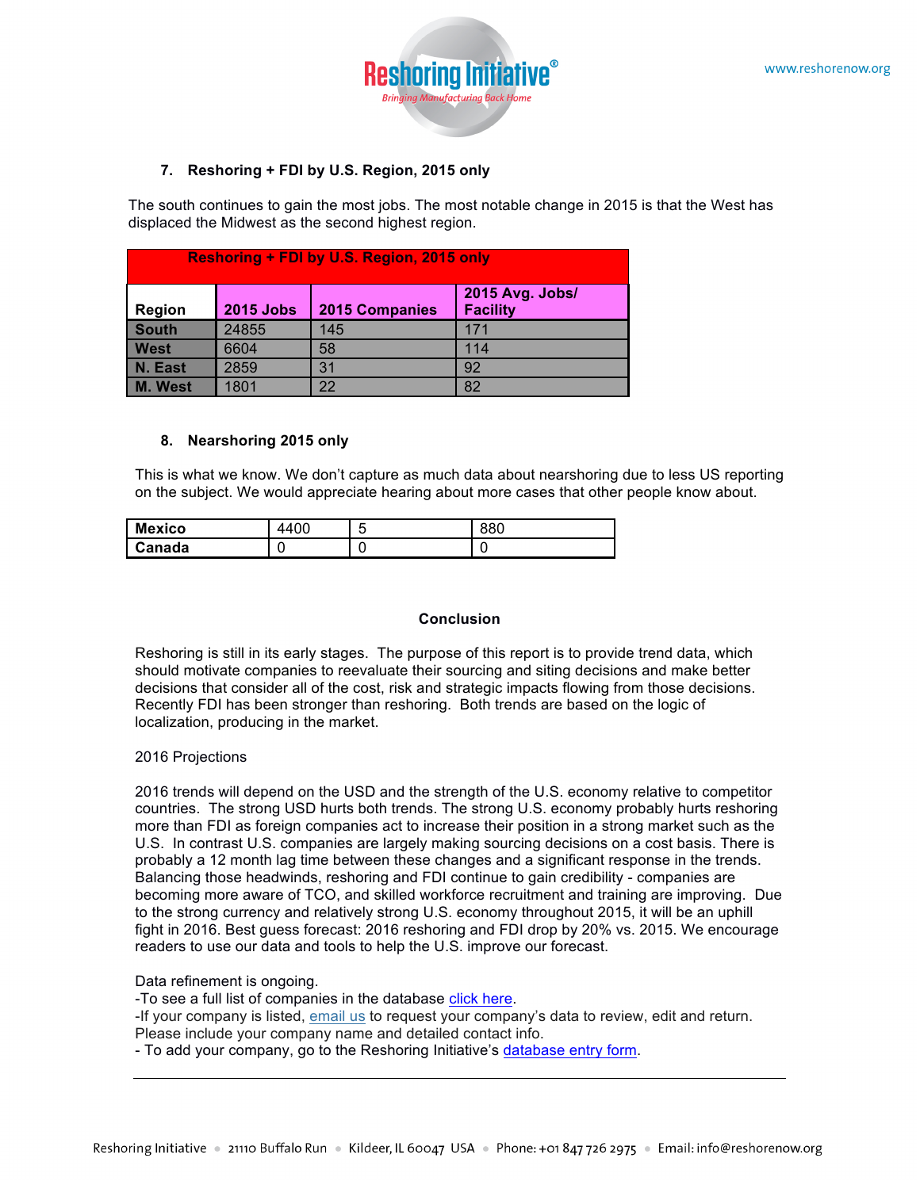### 7. Reshoring + FDI by U.S. Region, 2015 only

The south continues to gain the most jobs. The most notable change in 2015 is that the West has displaced the Midwest as the second highest region.

| Reshoring + FDI by U.S. Region, 2015 only | | | |
|---|---|---|---|
| **Region** | **2015 Jobs** | **2015 Companies** | **2015 Avg. Jobs/ Facility** |
| **South** | 24855 | 145 | 171 |
| **West** | 6604 | 58 | 114 |
| **N. East** | 2859 | 31 | 92 |
| **M. West** | 1801 | 22 | 82 |

### 8. Nearshoring 2015 only

This is what we know. We don't capture as much data about nearshoring due to less US reporting on the subject. We would appreciate hearing about more cases that other people know about.

| | | | |
|---|---|---|---|
| **Mexico** | 4400 | 5 | 880 |
| **Canada** | 0 | 0 | 0 |

**Conclusion**

Reshoring is still in its early stages. The purpose of this report is to provide trend data, which should motivate companies to reevaluate their sourcing and siting decisions and make better decisions that consider all of the cost, risk and strategic impacts flowing from those decisions. Recently FDI has been stronger than reshoring. Both trends are based on the logic of localization, producing in the market.

2016 Projections

2016 trends will depend on the USD and the strength of the U.S. economy relative to competitor countries. The strong USD hurts both trends. The strong U.S. economy probably hurts reshoring more than FDI as foreign companies act to increase their position in a strong market such as the U.S. In contrast U.S. companies are largely making sourcing decisions on a cost basis. There is probably a 12 month lag time between these changes and a significant response in the trends. Balancing those headwinds, reshoring and FDI continue to gain credibility - companies are becoming more aware of TCO, and skilled workforce recruitment and training are improving. Due to the strong currency and relatively strong U.S. economy throughout 2015, it will be an uphill fight in 2016. Best guess forecast: 2016 reshoring and FDI drop by 20% vs. 2015. We encourage readers to use our data and tools to help the U.S. improve our forecast.

Data refinement is ongoing.
-To see a full list of companies in the database click here.
-If your company is listed, email us to request your company's data to review, edit and return. Please include your company name and detailed contact info.
- To add your company, go to the Reshoring Initiative's database entry form.